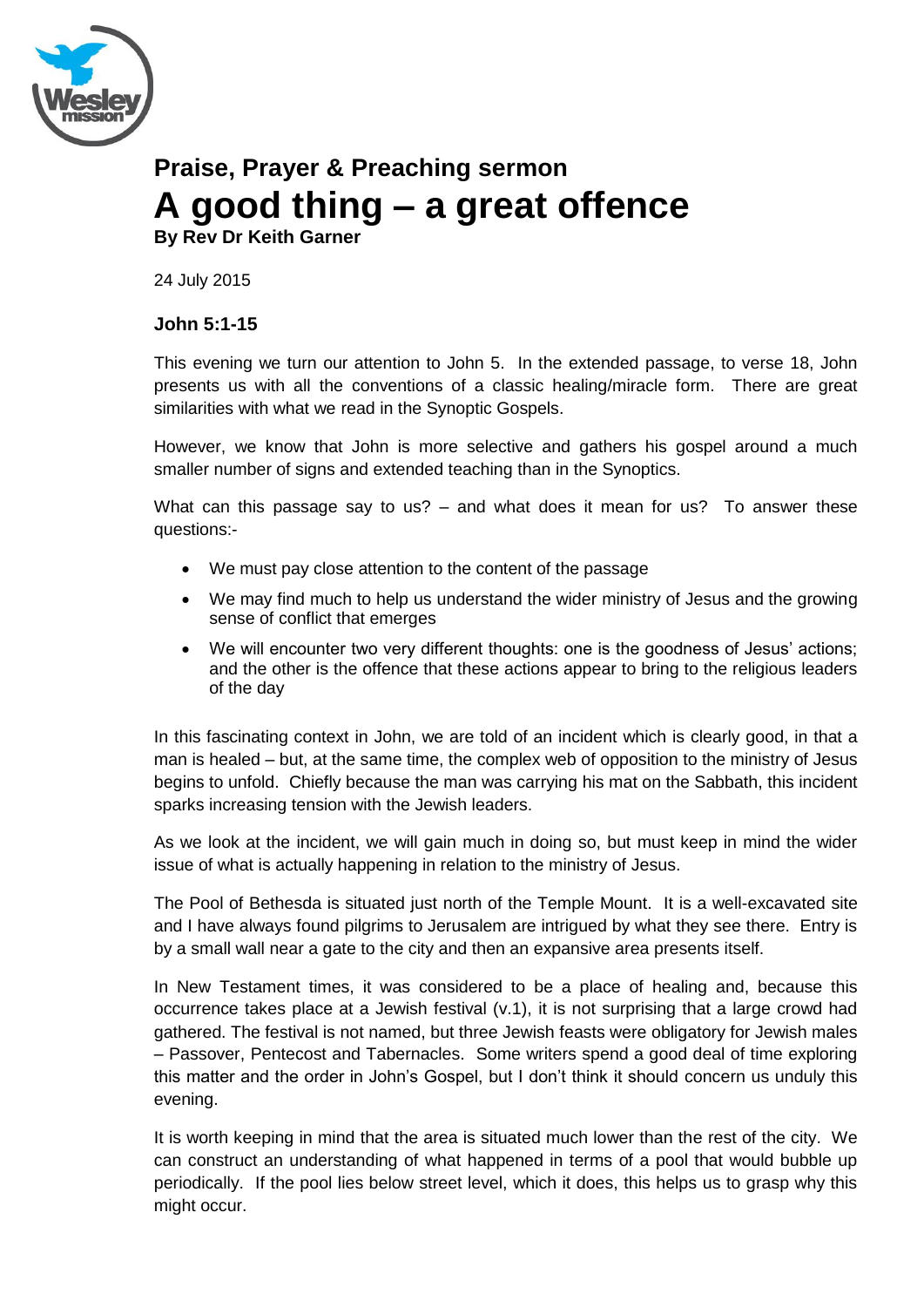## Praise, Prayer & Preaching sermon

# A good thing – a great offence

**By Rev Dr Keith Garner**

24 July 2015

### John 5:1-15

This evening we turn our attention to John 5. In the extended passage, to verse 18, John presents us with all the conventions of a classic healing/miracle form. There are great similarities with what we read in the Synoptic Gospels.

However, we know that John is more selective and gathers his gospel around a much smaller number of signs and extended teaching than in the Synoptics.

What can this passage say to us? – and what does it mean for us? To answer these questions:-

- We must pay close attention to the content of the passage
- We may find much to help us understand the wider ministry of Jesus and the growing sense of conflict that emerges
- We will encounter two very different thoughts: one is the goodness of Jesus' actions; and the other is the offence that these actions appear to bring to the religious leaders of the day

In this fascinating context in John, we are told of an incident which is clearly good, in that a man is healed – but, at the same time, the complex web of opposition to the ministry of Jesus begins to unfold. Chiefly because the man was carrying his mat on the Sabbath, this incident sparks increasing tension with the Jewish leaders.

As we look at the incident, we will gain much in doing so, but must keep in mind the wider issue of what is actually happening in relation to the ministry of Jesus.

The Pool of Bethesda is situated just north of the Temple Mount. It is a well-excavated site and I have always found pilgrims to Jerusalem are intrigued by what they see there. Entry is by a small wall near a gate to the city and then an expansive area presents itself.

In New Testament times, it was considered to be a place of healing and, because this occurrence takes place at a Jewish festival (v.1), it is not surprising that a large crowd had gathered. The festival is not named, but three Jewish feasts were obligatory for Jewish males – Passover, Pentecost and Tabernacles. Some writers spend a good deal of time exploring this matter and the order in John's Gospel, but I don't think it should concern us unduly this evening.

It is worth keeping in mind that the area is situated much lower than the rest of the city. We can construct an understanding of what happened in terms of a pool that would bubble up periodically. If the pool lies below street level, which it does, this helps us to grasp why this might occur.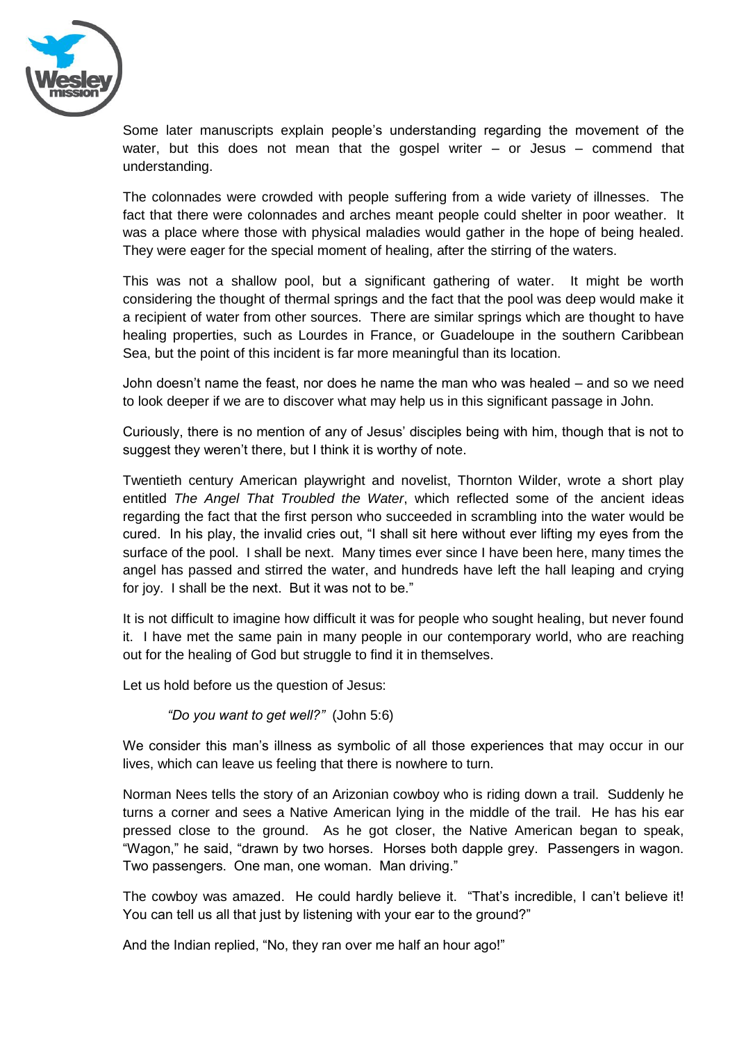Some later manuscripts explain people's understanding regarding the movement of the water, but this does not mean that the gospel writer – or Jesus – commend that understanding.

The colonnades were crowded with people suffering from a wide variety of illnesses. The fact that there were colonnades and arches meant people could shelter in poor weather. It was a place where those with physical maladies would gather in the hope of being healed. They were eager for the special moment of healing, after the stirring of the waters.

This was not a shallow pool, but a significant gathering of water. It might be worth considering the thought of thermal springs and the fact that the pool was deep would make it a recipient of water from other sources. There are similar springs which are thought to have healing properties, such as Lourdes in France, or Guadeloupe in the southern Caribbean Sea, but the point of this incident is far more meaningful than its location.

John doesn't name the feast, nor does he name the man who was healed – and so we need to look deeper if we are to discover what may help us in this significant passage in John.

Curiously, there is no mention of any of Jesus' disciples being with him, though that is not to suggest they weren't there, but I think it is worthy of note.

Twentieth century American playwright and novelist, Thornton Wilder, wrote a short play entitled *The Angel That Troubled the Water*, which reflected some of the ancient ideas regarding the fact that the first person who succeeded in scrambling into the water would be cured. In his play, the invalid cries out, "I shall sit here without ever lifting my eyes from the surface of the pool. I shall be next. Many times ever since I have been here, many times the angel has passed and stirred the water, and hundreds have left the hall leaping and crying for joy. I shall be the next. But it was not to be."

It is not difficult to imagine how difficult it was for people who sought healing, but never found it. I have met the same pain in many people in our contemporary world, who are reaching out for the healing of God but struggle to find it in themselves.

Let us hold before us the question of Jesus:

> *"Do you want to get well?"* (John 5:6)

We consider this man's illness as symbolic of all those experiences that may occur in our lives, which can leave us feeling that there is nowhere to turn.

Norman Nees tells the story of an Arizonian cowboy who is riding down a trail. Suddenly he turns a corner and sees a Native American lying in the middle of the trail. He has his ear pressed close to the ground. As he got closer, the Native American began to speak, "Wagon," he said, "drawn by two horses. Horses both dapple grey. Passengers in wagon. Two passengers. One man, one woman. Man driving."

The cowboy was amazed. He could hardly believe it. "That's incredible, I can't believe it! You can tell us all that just by listening with your ear to the ground?"

And the Indian replied, "No, they ran over me half an hour ago!"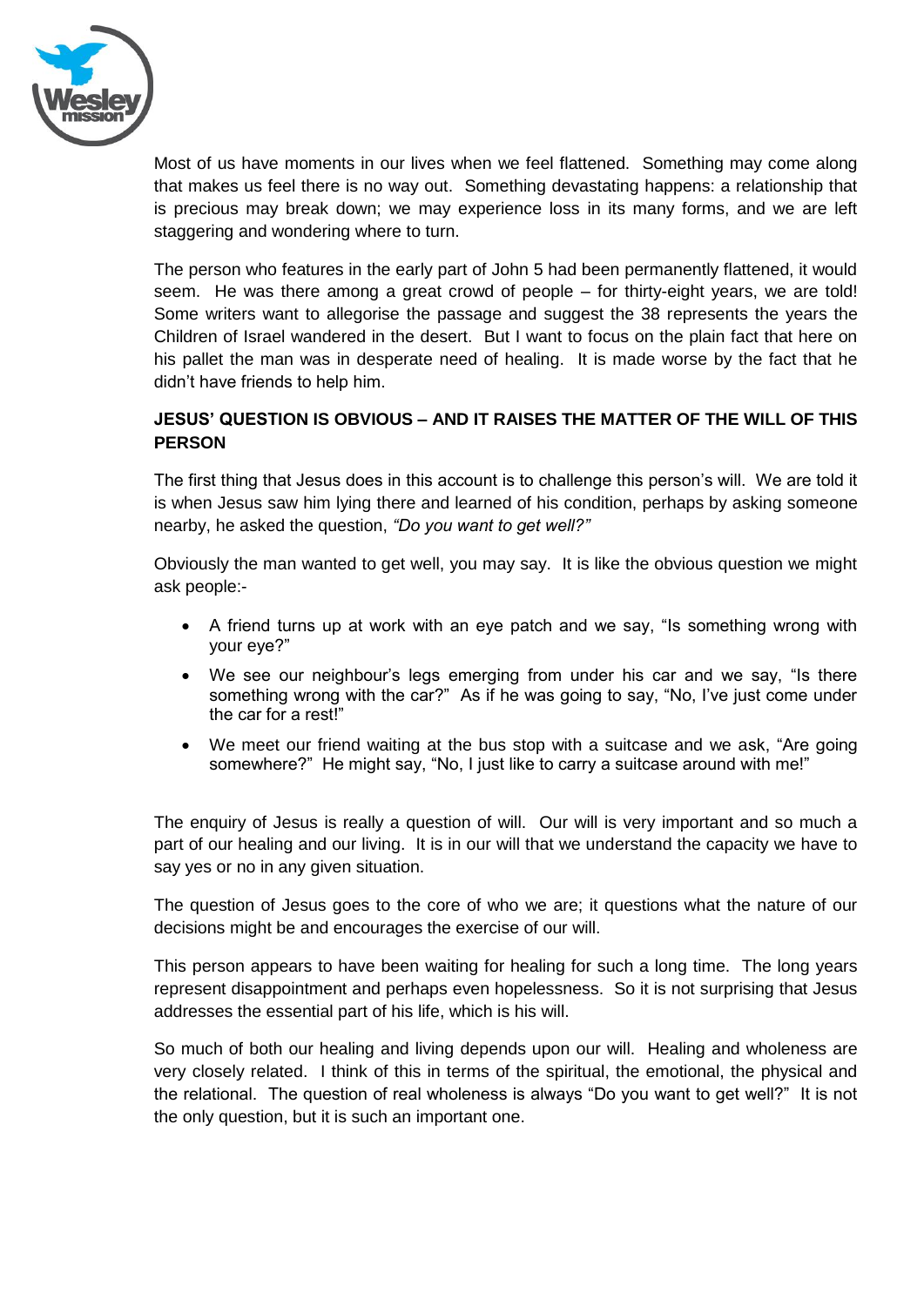Most of us have moments in our lives when we feel flattened. Something may come along that makes us feel there is no way out. Something devastating happens: a relationship that is precious may break down; we may experience loss in its many forms, and we are left staggering and wondering where to turn.

The person who features in the early part of John 5 had been permanently flattened, it would seem. He was there among a great crowd of people – for thirty-eight years, we are told! Some writers want to allegorise the passage and suggest the 38 represents the years the Children of Israel wandered in the desert. But I want to focus on the plain fact that here on his pallet the man was in desperate need of healing. It is made worse by the fact that he didn't have friends to help him.

**JESUS' QUESTION IS OBVIOUS – AND IT RAISES THE MATTER OF THE WILL OF THIS PERSON**

The first thing that Jesus does in this account is to challenge this person's will. We are told it is when Jesus saw him lying there and learned of his condition, perhaps by asking someone nearby, he asked the question, *"Do you want to get well?"*

Obviously the man wanted to get well, you may say. It is like the obvious question we might ask people:-

- A friend turns up at work with an eye patch and we say, "Is something wrong with your eye?"
- We see our neighbour's legs emerging from under his car and we say, "Is there something wrong with the car?" As if he was going to say, "No, I've just come under the car for a rest!"
- We meet our friend waiting at the bus stop with a suitcase and we ask, "Are going somewhere?" He might say, "No, I just like to carry a suitcase around with me!"

The enquiry of Jesus is really a question of will. Our will is very important and so much a part of our healing and our living. It is in our will that we understand the capacity we have to say yes or no in any given situation.

The question of Jesus goes to the core of who we are; it questions what the nature of our decisions might be and encourages the exercise of our will.

This person appears to have been waiting for healing for such a long time. The long years represent disappointment and perhaps even hopelessness. So it is not surprising that Jesus addresses the essential part of his life, which is his will.

So much of both our healing and living depends upon our will. Healing and wholeness are very closely related. I think of this in terms of the spiritual, the emotional, the physical and the relational. The question of real wholeness is always "Do you want to get well?" It is not the only question, but it is such an important one.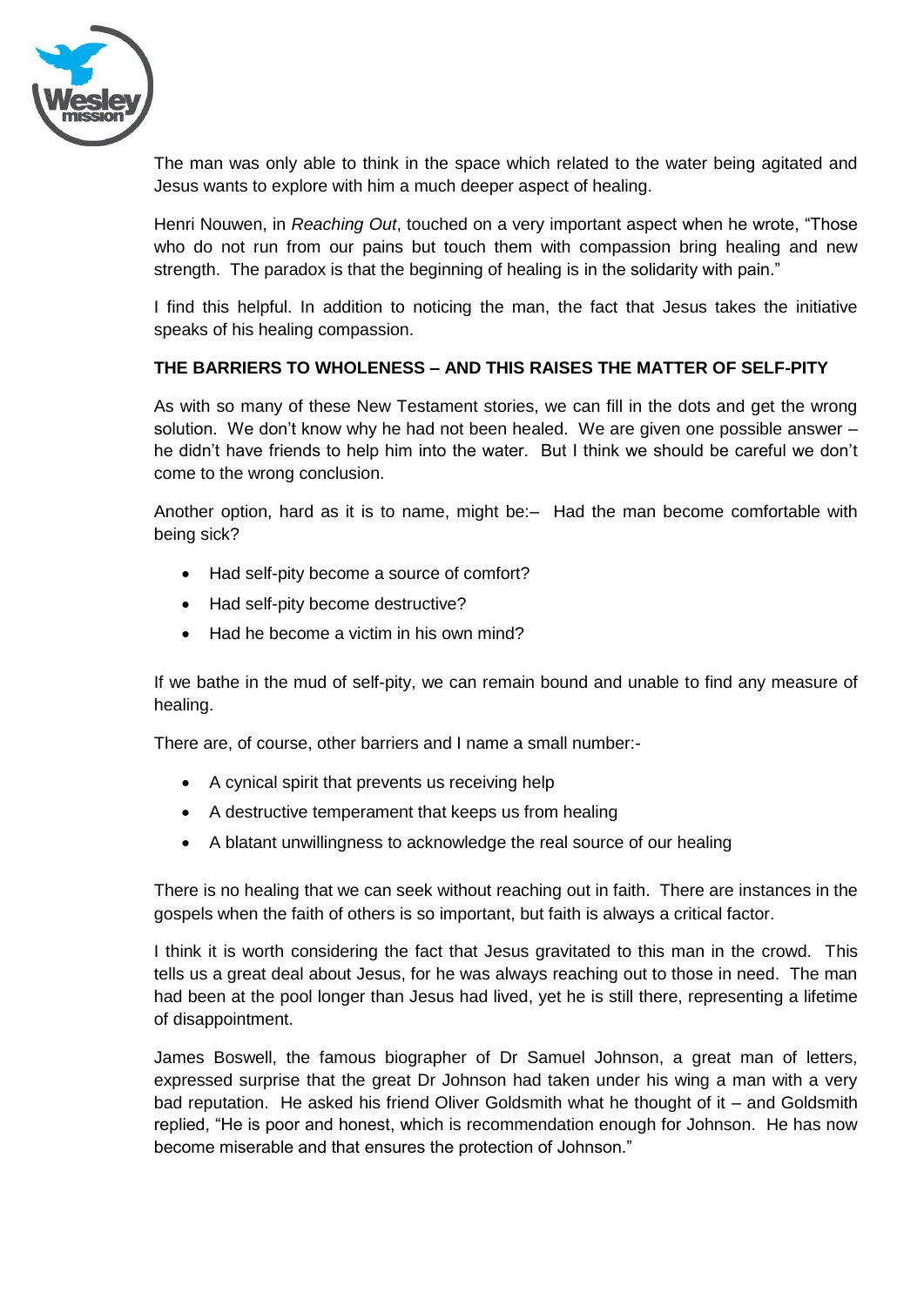The man was only able to think in the space which related to the water being agitated and Jesus wants to explore with him a much deeper aspect of healing.

Henri Nouwen, in *Reaching Out*, touched on a very important aspect when he wrote, "Those who do not run from our pains but touch them with compassion bring healing and new strength. The paradox is that the beginning of healing is in the solidarity with pain."

I find this helpful. In addition to noticing the man, the fact that Jesus takes the initiative speaks of his healing compassion.

**THE BARRIERS TO WHOLENESS – AND THIS RAISES THE MATTER OF SELF-PITY**

As with so many of these New Testament stories, we can fill in the dots and get the wrong solution. We don't know why he had not been healed. We are given one possible answer – he didn't have friends to help him into the water. But I think we should be careful we don't come to the wrong conclusion.

Another option, hard as it is to name, might be:– Had the man become comfortable with being sick?

- Had self-pity become a source of comfort?
- Had self-pity become destructive?
- Had he become a victim in his own mind?

If we bathe in the mud of self-pity, we can remain bound and unable to find any measure of healing.

There are, of course, other barriers and I name a small number:-

- A cynical spirit that prevents us receiving help
- A destructive temperament that keeps us from healing
- A blatant unwillingness to acknowledge the real source of our healing

There is no healing that we can seek without reaching out in faith. There are instances in the gospels when the faith of others is so important, but faith is always a critical factor.

I think it is worth considering the fact that Jesus gravitated to this man in the crowd. This tells us a great deal about Jesus, for he was always reaching out to those in need. The man had been at the pool longer than Jesus had lived, yet he is still there, representing a lifetime of disappointment.

James Boswell, the famous biographer of Dr Samuel Johnson, a great man of letters, expressed surprise that the great Dr Johnson had taken under his wing a man with a very bad reputation. He asked his friend Oliver Goldsmith what he thought of it – and Goldsmith replied, "He is poor and honest, which is recommendation enough for Johnson. He has now become miserable and that ensures the protection of Johnson."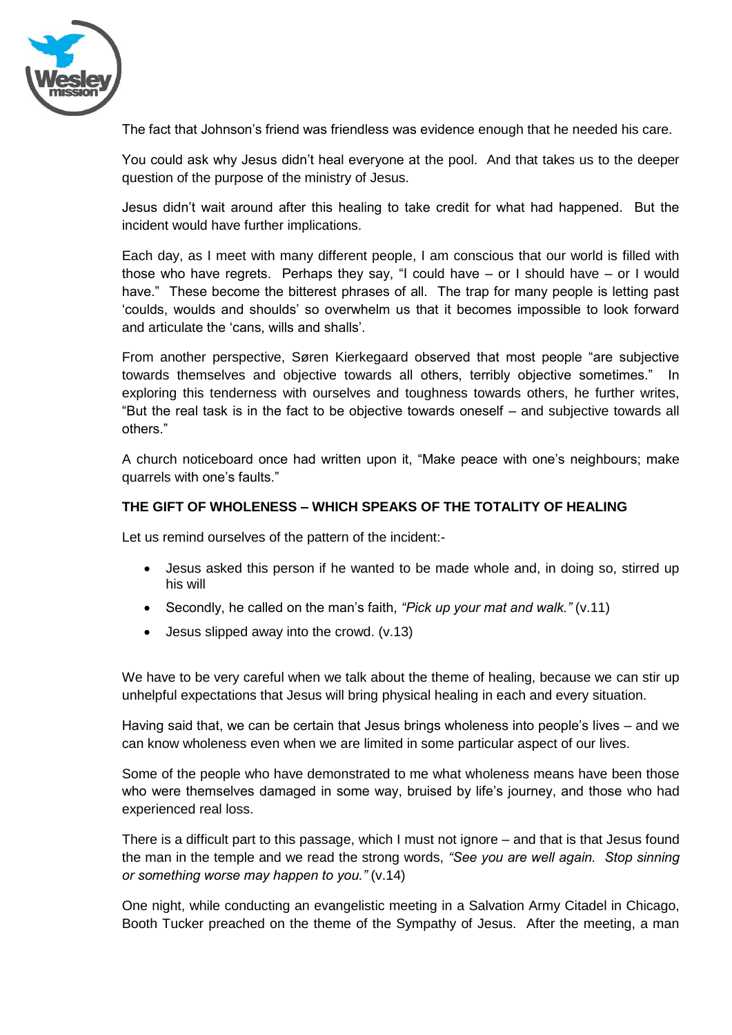The fact that Johnson's friend was friendless was evidence enough that he needed his care.

You could ask why Jesus didn't heal everyone at the pool. And that takes us to the deeper question of the purpose of the ministry of Jesus.

Jesus didn't wait around after this healing to take credit for what had happened. But the incident would have further implications.

Each day, as I meet with many different people, I am conscious that our world is filled with those who have regrets. Perhaps they say, "I could have – or I should have – or I would have." These become the bitterest phrases of all. The trap for many people is letting past 'coulds, woulds and shoulds' so overwhelm us that it becomes impossible to look forward and articulate the 'cans, wills and shalls'.

From another perspective, Søren Kierkegaard observed that most people "are subjective towards themselves and objective towards all others, terribly objective sometimes." In exploring this tenderness with ourselves and toughness towards others, he further writes, "But the real task is in the fact to be objective towards oneself – and subjective towards all others."

A church noticeboard once had written upon it, "Make peace with one's neighbours; make quarrels with one's faults."

**THE GIFT OF WHOLENESS – WHICH SPEAKS OF THE TOTALITY OF HEALING**

Let us remind ourselves of the pattern of the incident:-

- Jesus asked this person if he wanted to be made whole and, in doing so, stirred up his will
- Secondly, he called on the man's faith, *"Pick up your mat and walk."* (v.11)
- Jesus slipped away into the crowd. (v.13)

We have to be very careful when we talk about the theme of healing, because we can stir up unhelpful expectations that Jesus will bring physical healing in each and every situation.

Having said that, we can be certain that Jesus brings wholeness into people's lives – and we can know wholeness even when we are limited in some particular aspect of our lives.

Some of the people who have demonstrated to me what wholeness means have been those who were themselves damaged in some way, bruised by life's journey, and those who had experienced real loss.

There is a difficult part to this passage, which I must not ignore – and that is that Jesus found the man in the temple and we read the strong words, *"See you are well again. Stop sinning or something worse may happen to you."* (v.14)

One night, while conducting an evangelistic meeting in a Salvation Army Citadel in Chicago, Booth Tucker preached on the theme of the Sympathy of Jesus. After the meeting, a man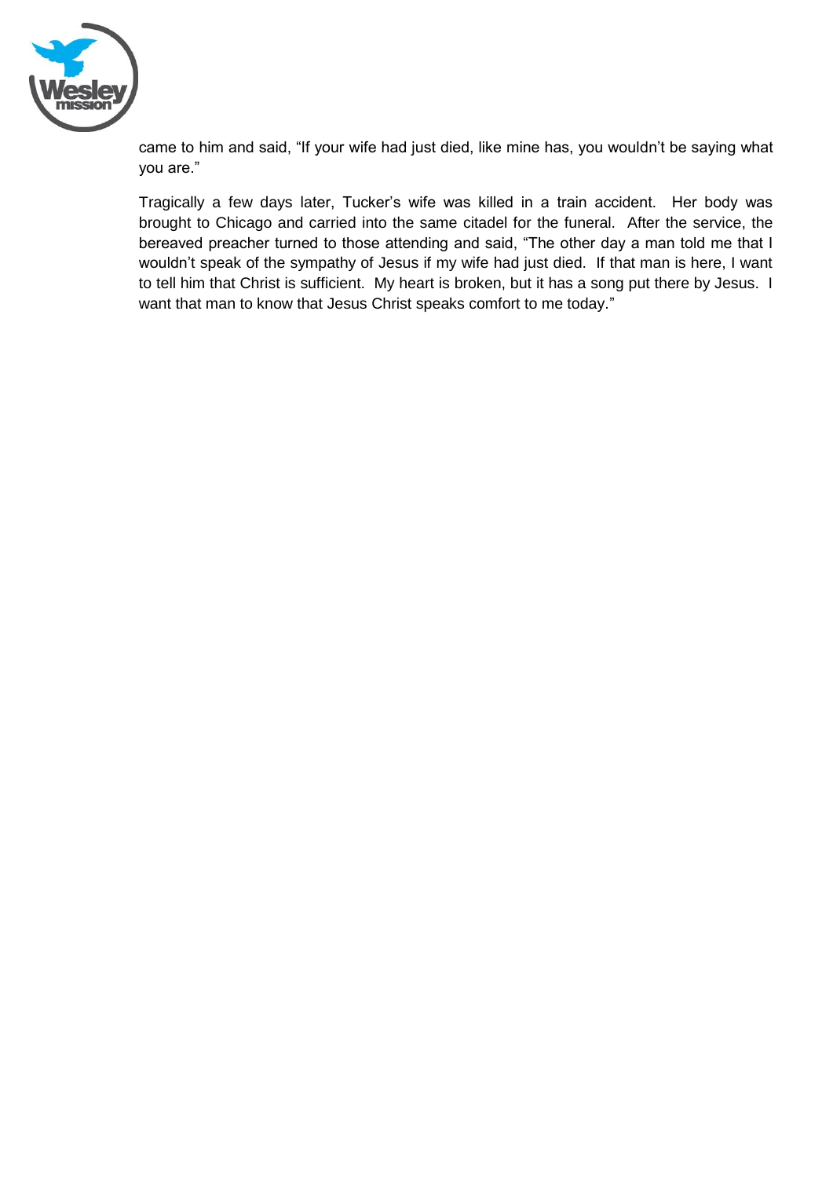came to him and said, “If your wife had just died, like mine has, you wouldn’t be saying what you are.”

Tragically a few days later, Tucker’s wife was killed in a train accident. Her body was brought to Chicago and carried into the same citadel for the funeral. After the service, the bereaved preacher turned to those attending and said, “The other day a man told me that I wouldn’t speak of the sympathy of Jesus if my wife had just died. If that man is here, I want to tell him that Christ is sufficient. My heart is broken, but it has a song put there by Jesus. I want that man to know that Jesus Christ speaks comfort to me today.”